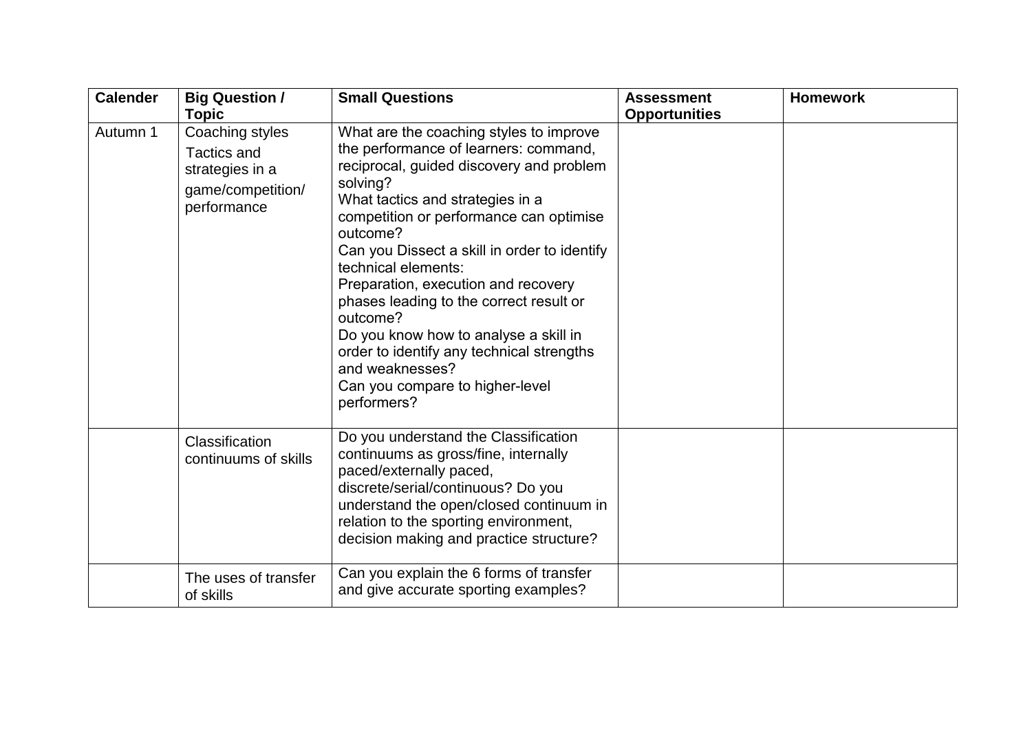| Calender | Big Question / Topic | Small Questions | Assessment Opportunities | Homework |
| --- | --- | --- | --- | --- |
| Autumn 1 | Coaching styles<br>Tactics and strategies in a game/competition/ performance | What are the coaching styles to improve the performance of learners: command, reciprocal, guided discovery and problem solving?<br>What tactics and strategies in a competition or performance can optimise outcome?<br>Can you Dissect a skill in order to identify technical elements:<br>Preparation, execution and recovery phases leading to the correct result or outcome?<br>Do you know how to analyse a skill in order to identify any technical strengths and weaknesses?<br>Can you compare to higher-level performers? | | |
| | Classification continuums of skills | Do you understand the Classification continuums as gross/fine, internally paced/externally paced, discrete/serial/continuous? Do you understand the open/closed continuum in relation to the sporting environment, decision making and practice structure? | | |
| | The uses of transfer of skills | Can you explain the 6 forms of transfer and give accurate sporting examples? | | |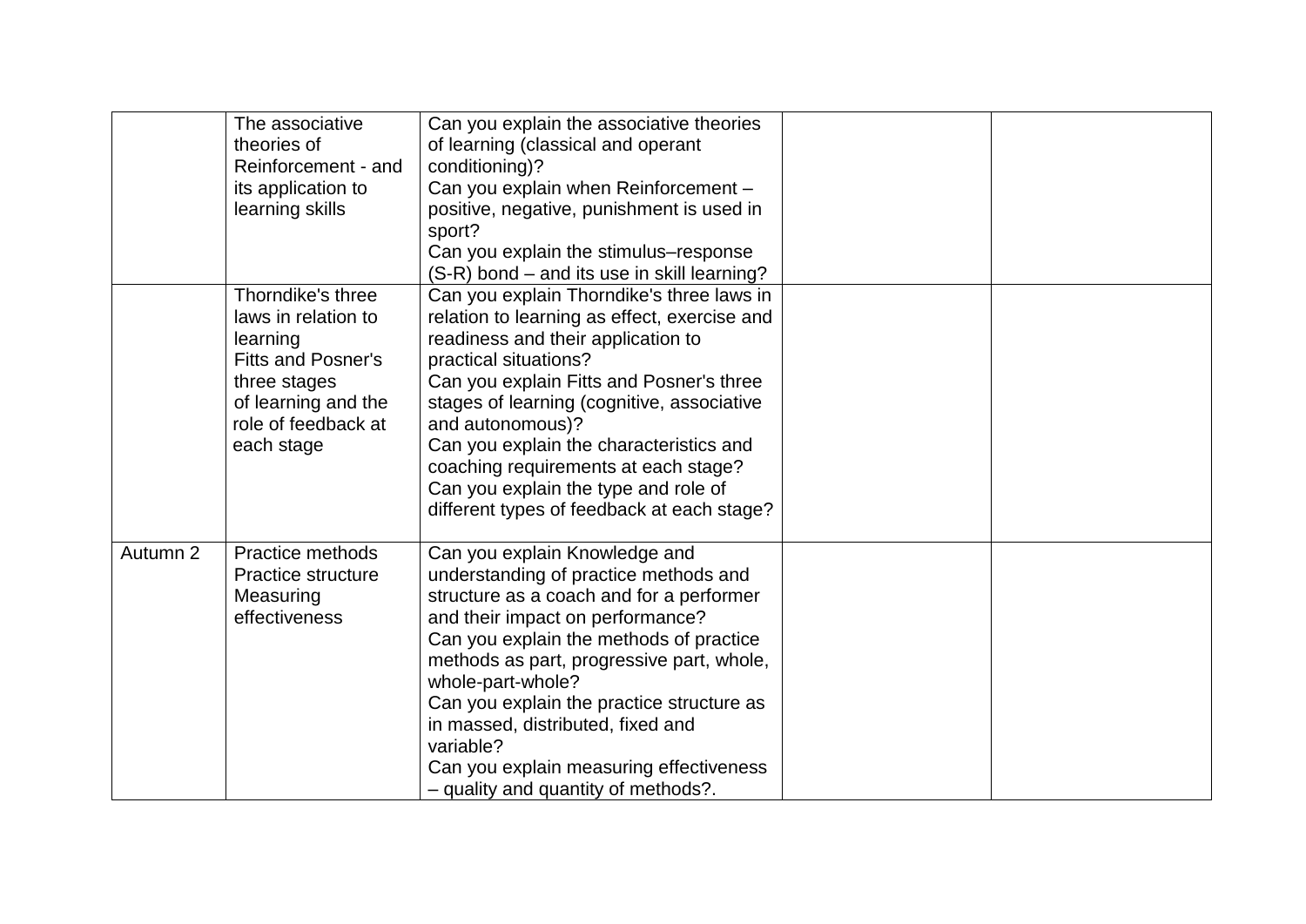| | | | | |
|---|---|---|---|---|
| | The associative theories of Reinforcement - and its application to learning skills | Can you explain the associative theories of learning (classical and operant conditioning)?<br>Can you explain when Reinforcement – positive, negative, punishment is used in sport?<br>Can you explain the stimulus–response (S-R) bond – and its use in skill learning? | | |
| | Thorndike's three laws in relation to learning<br>Fitts and Posner's three stages of learning and the role of feedback at each stage | Can you explain Thorndike's three laws in relation to learning as effect, exercise and readiness and their application to practical situations?<br>Can you explain Fitts and Posner's three stages of learning (cognitive, associative and autonomous)?<br>Can you explain the characteristics and coaching requirements at each stage?<br>Can you explain the type and role of different types of feedback at each stage? | | |
| Autumn 2 | Practice methods<br>Practice structure<br>Measuring effectiveness | Can you explain Knowledge and understanding of practice methods and structure as a coach and for a performer and their impact on performance?<br>Can you explain the methods of practice methods as part, progressive part, whole, whole-part-whole?<br>Can you explain the practice structure as in massed, distributed, fixed and variable?<br>Can you explain measuring effectiveness – quality and quantity of methods?. | | |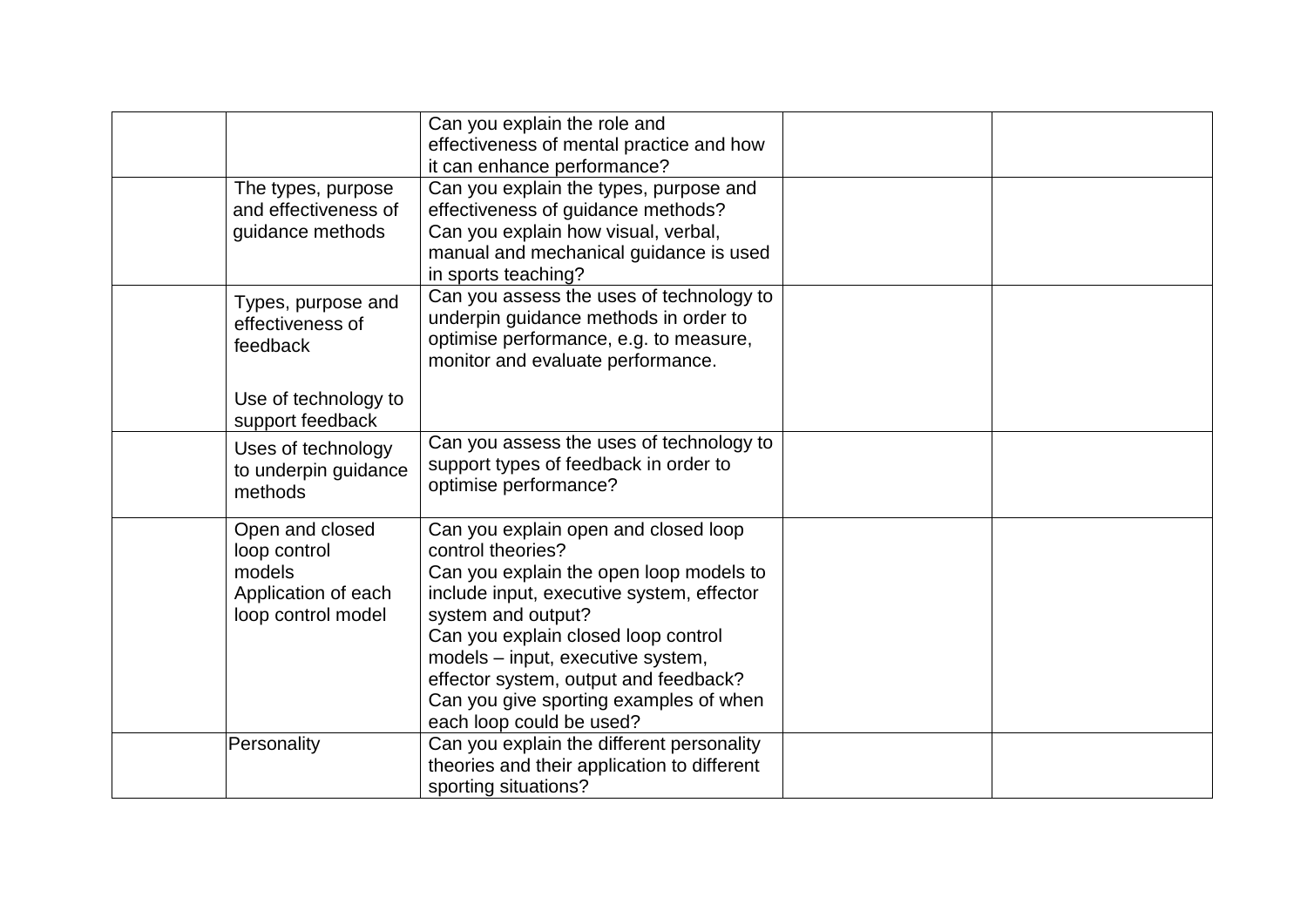| | | | | |
|---|---|---|---|---|
| | | Can you explain the role and effectiveness of mental practice and how it can enhance performance? | | |
| | The types, purpose and effectiveness of guidance methods | Can you explain the types, purpose and effectiveness of guidance methods?<br>Can you explain how visual, verbal, manual and mechanical guidance is used in sports teaching? | | |
| | Types, purpose and effectiveness of feedback<br><br>Use of technology to support feedback | Can you assess the uses of technology to underpin guidance methods in order to optimise performance, e.g. to measure, monitor and evaluate performance. | | |
| | Uses of technology to underpin guidance methods | Can you assess the uses of technology to support types of feedback in order to optimise performance? | | |
| | Open and closed loop control models<br>Application of each loop control model | Can you explain open and closed loop control theories?<br>Can you explain the open loop models to include input, executive system, effector system and output?<br>Can you explain closed loop control models – input, executive system, effector system, output and feedback?<br>Can you give sporting examples of when each loop could be used? | | |
| | Personality | Can you explain the different personality theories and their application to different sporting situations? | | |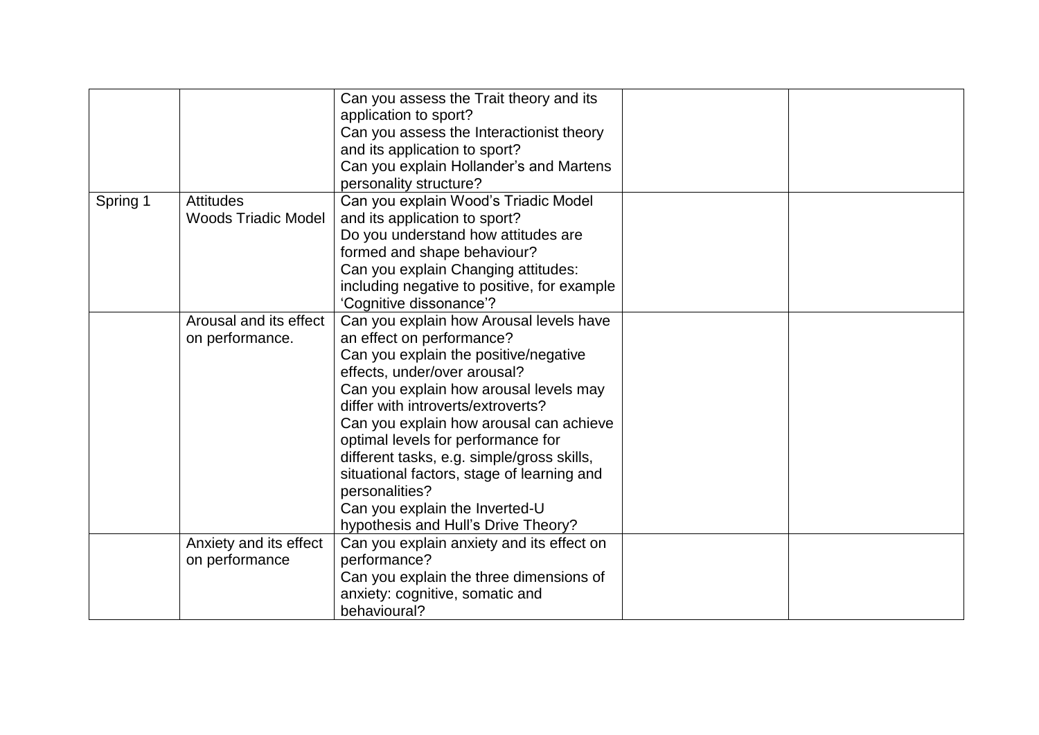| | | | | |
|---|---|---|---|---|
| | | Can you assess the Trait theory and its application to sport?<br>Can you assess the Interactionist theory and its application to sport?<br>Can you explain Hollander's and Martens personality structure? | | |
| Spring 1 | Attitudes<br>Woods Triadic Model | Can you explain Wood's Triadic Model and its application to sport?<br>Do you understand how attitudes are formed and shape behaviour?<br>Can you explain Changing attitudes: including negative to positive, for example 'Cognitive dissonance'? | | |
| | Arousal and its effect on performance. | Can you explain how Arousal levels have an effect on performance?<br>Can you explain the positive/negative effects, under/over arousal?<br>Can you explain how arousal levels may differ with introverts/extroverts?<br>Can you explain how arousal can achieve optimal levels for performance for different tasks, e.g. simple/gross skills, situational factors, stage of learning and personalities?<br>Can you explain the Inverted-U hypothesis and Hull's Drive Theory? | | |
| | Anxiety and its effect on performance | Can you explain anxiety and its effect on performance?<br>Can you explain the three dimensions of anxiety: cognitive, somatic and behavioural? | | |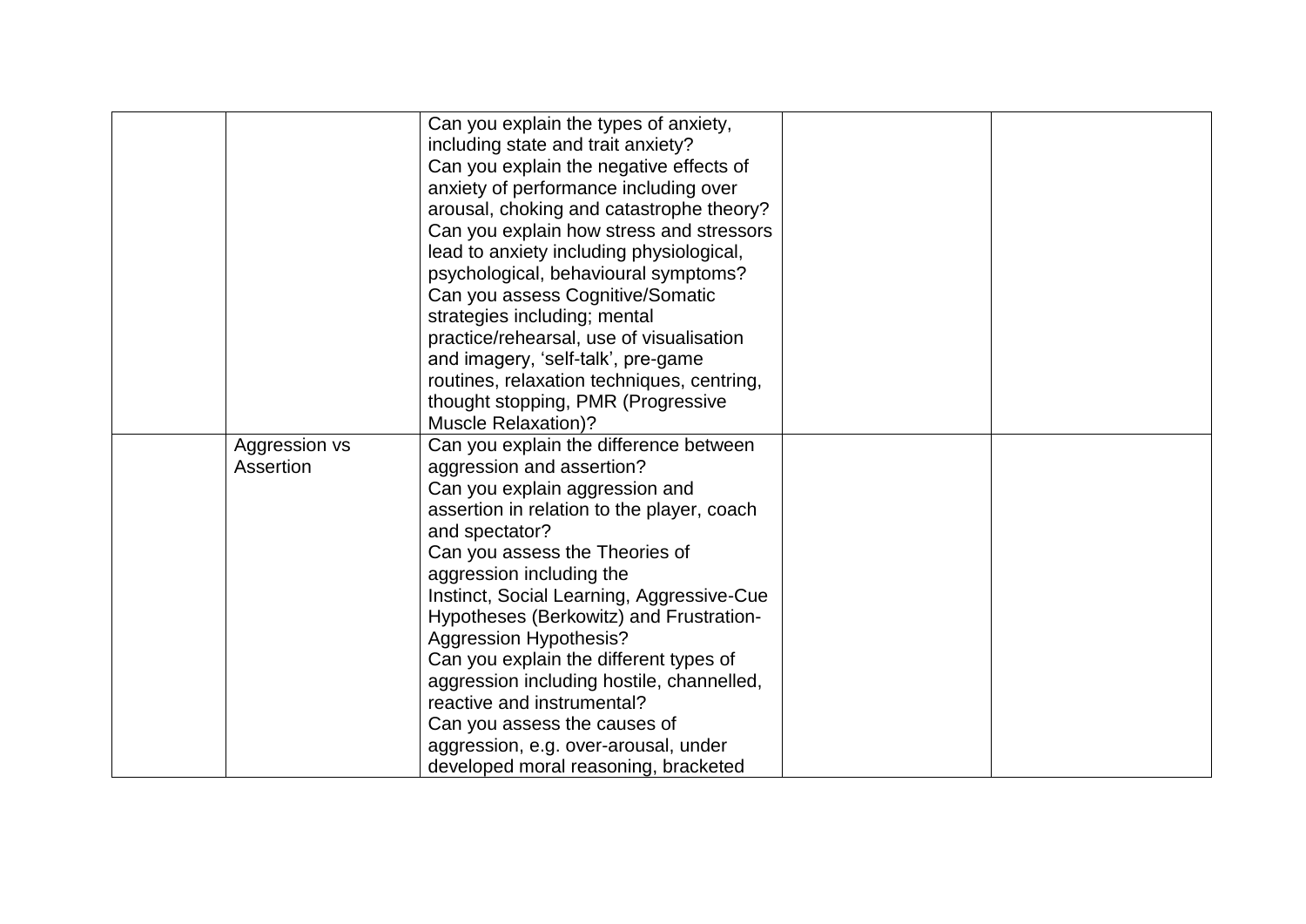| | | | | |
|---|---|---|---|---|
| | | Can you explain the types of anxiety, including state and trait anxiety?<br>Can you explain the negative effects of anxiety of performance including over arousal, choking and catastrophe theory?<br>Can you explain how stress and stressors lead to anxiety including physiological, psychological, behavioural symptoms?<br>Can you assess Cognitive/Somatic strategies including; mental practice/rehearsal, use of visualisation and imagery, 'self-talk', pre-game routines, relaxation techniques, centring, thought stopping, PMR (Progressive Muscle Relaxation)? | | |
| | Aggression vs Assertion | Can you explain the difference between aggression and assertion?<br>Can you explain aggression and assertion in relation to the player, coach and spectator?<br>Can you assess the Theories of aggression including the Instinct, Social Learning, Aggressive-Cue Hypotheses (Berkowitz) and Frustration-Aggression Hypothesis?<br>Can you explain the different types of aggression including hostile, channelled, reactive and instrumental?<br>Can you assess the causes of aggression, e.g. over-arousal, under developed moral reasoning, bracketed | | |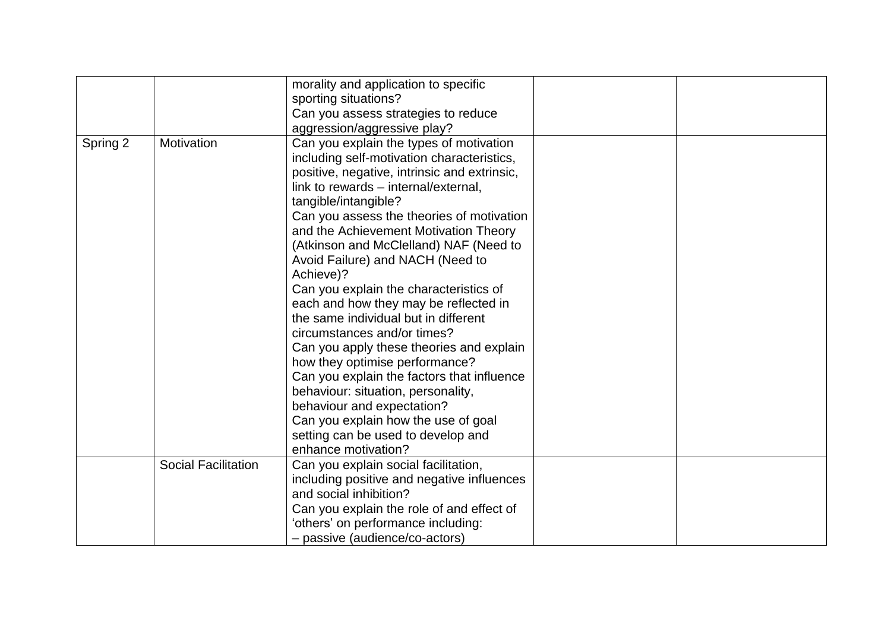| | | | | |
|---|---|---|---|---|
| | | morality and application to specific sporting situations?<br>Can you assess strategies to reduce aggression/aggressive play? | | |
| Spring 2 | Motivation | Can you explain the types of motivation including self-motivation characteristics, positive, negative, intrinsic and extrinsic, link to rewards – internal/external, tangible/intangible?<br>Can you assess the theories of motivation and the Achievement Motivation Theory (Atkinson and McClelland) NAF (Need to Avoid Failure) and NACH (Need to Achieve)?<br>Can you explain the characteristics of each and how they may be reflected in the same individual but in different circumstances and/or times?<br>Can you apply these theories and explain how they optimise performance?<br>Can you explain the factors that influence behaviour: situation, personality, behaviour and expectation?<br>Can you explain how the use of goal setting can be used to develop and enhance motivation? | | |
| | Social Facilitation | Can you explain social facilitation, including positive and negative influences and social inhibition?<br>Can you explain the role of and effect of 'others' on performance including:<br>– passive (audience/co-actors) | | |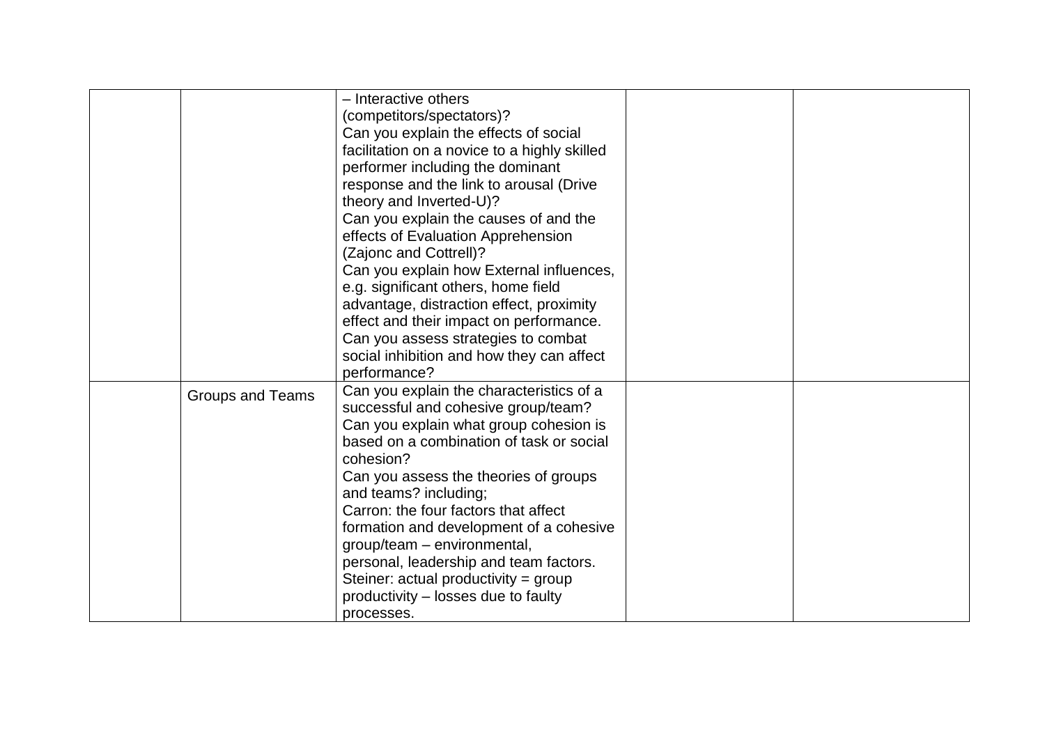| | | | | |
|---|---|---|---|---|
| | | – Interactive others (competitors/spectators)?<br>Can you explain the effects of social facilitation on a novice to a highly skilled performer including the dominant response and the link to arousal (Drive theory and Inverted-U)?<br>Can you explain the causes of and the effects of Evaluation Apprehension (Zajonc and Cottrell)?<br>Can you explain how External influences, e.g. significant others, home field advantage, distraction effect, proximity effect and their impact on performance.<br>Can you assess strategies to combat social inhibition and how they can affect performance? | | |
| | Groups and Teams | Can you explain the characteristics of a successful and cohesive group/team?<br>Can you explain what group cohesion is based on a combination of task or social cohesion?<br>Can you assess the theories of groups and teams? including;<br>Carron: the four factors that affect formation and development of a cohesive group/team – environmental, personal, leadership and team factors.<br>Steiner: actual productivity = group productivity – losses due to faulty processes. | | |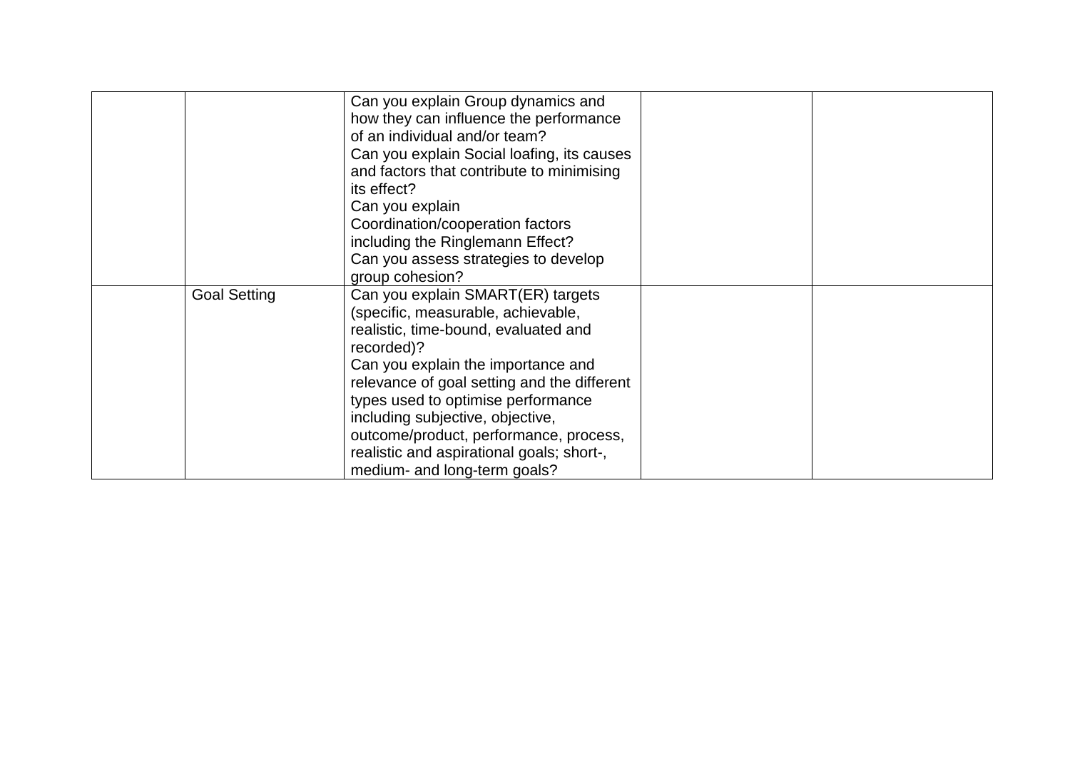| | | | | |
|---|---|---|---|---|
| | | Can you explain Group dynamics and how they can influence the performance of an individual and/or team?<br>Can you explain Social loafing, its causes and factors that contribute to minimising its effect?<br>Can you explain Coordination/cooperation factors including the Ringlemann Effect?<br>Can you assess strategies to develop group cohesion? | | |
| | Goal Setting | Can you explain SMART(ER) targets (specific, measurable, achievable, realistic, time-bound, evaluated and recorded)?<br>Can you explain the importance and relevance of goal setting and the different types used to optimise performance including subjective, objective, outcome/product, performance, process, realistic and aspirational goals; short-, medium- and long-term goals? | | |